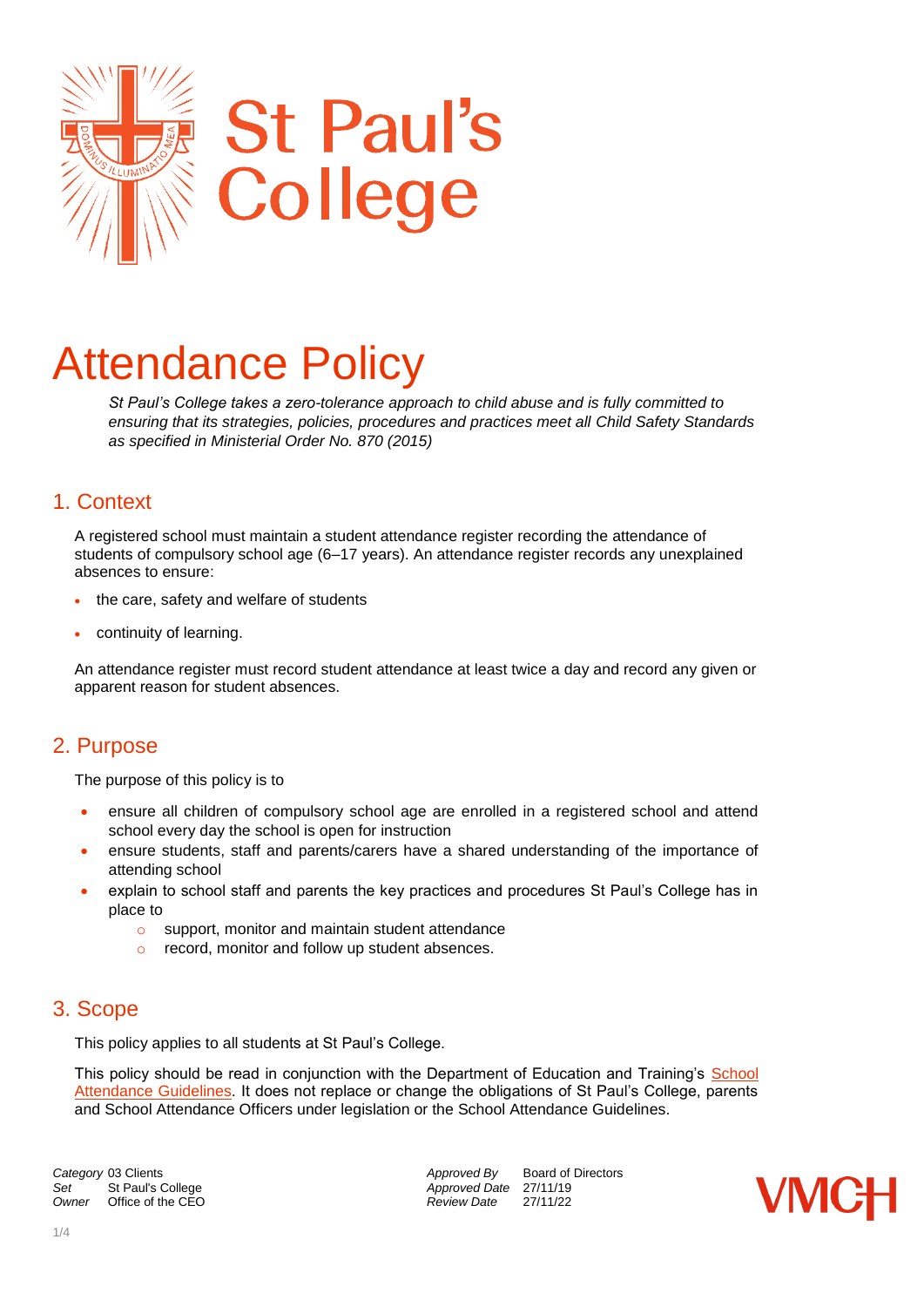St Paul's College

# Attendance Policy

*St Paul's College takes a zero-tolerance approach to child abuse and is fully committed to ensuring that its strategies, policies, procedures and practices meet all Child Safety Standards as specified in Ministerial Order No. 870 (2015)*

## 1. Context

A registered school must maintain a student attendance register recording the attendance of students of compulsory school age (6–17 years). An attendance register records any unexplained absences to ensure:

- the care, safety and welfare of students
- continuity of learning.

An attendance register must record student attendance at least twice a day and record any given or apparent reason for student absences.

## 2. Purpose

The purpose of this policy is to

- ensure all children of compulsory school age are enrolled in a registered school and attend school every day the school is open for instruction
- ensure students, staff and parents/carers have a shared understanding of the importance of attending school
- explain to school staff and parents the key practices and procedures St Paul's College has in place to
  - support, monitor and maintain student attendance
  - record, monitor and follow up student absences.

## 3. Scope

This policy applies to all students at St Paul's College.

This policy should be read in conjunction with the Department of Education and Training's School Attendance Guidelines. It does not replace or change the obligations of St Paul's College, parents and School Attendance Officers under legislation or the School Attendance Guidelines.

| | | | |
|---|---|---|---|
| *Category* | 03 Clients | *Approved By* | Board of Directors |
| *Set* | St Paul's College | *Approved Date* | 27/11/19 |
| *Owner* | Office of the CEO | *Review Date* | 27/11/22 |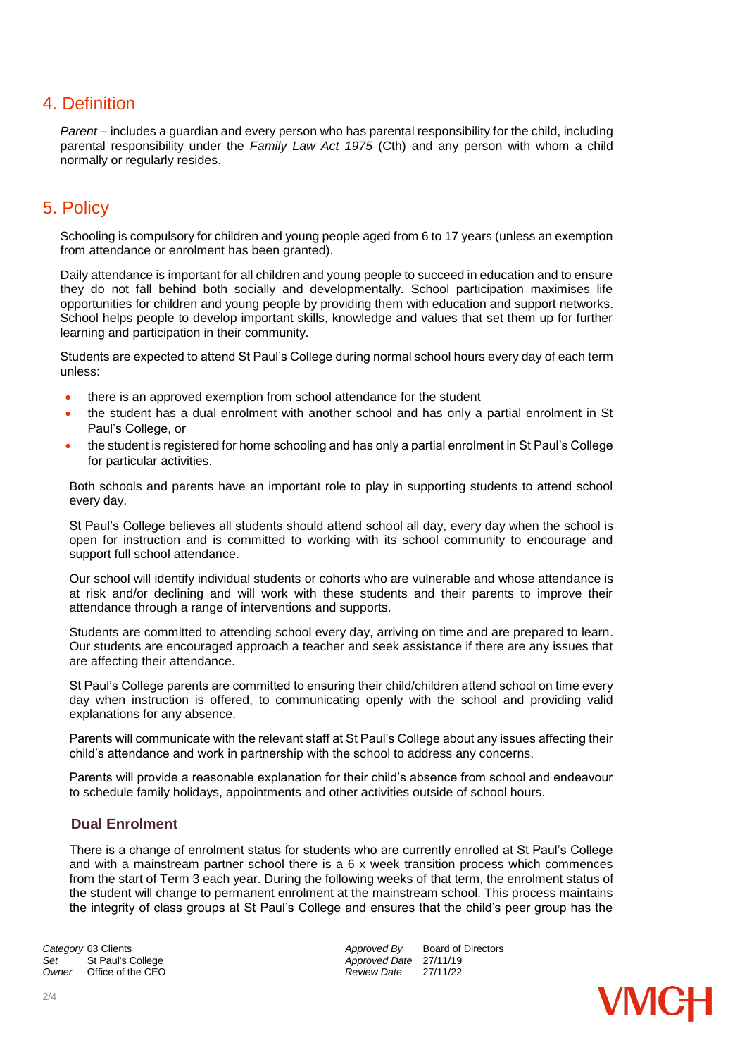## 4. Definition

*Parent* – includes a guardian and every person who has parental responsibility for the child, including parental responsibility under the *Family Law Act 1975* (Cth) and any person with whom a child normally or regularly resides.

## 5. Policy

Schooling is compulsory for children and young people aged from 6 to 17 years (unless an exemption from attendance or enrolment has been granted).

Daily attendance is important for all children and young people to succeed in education and to ensure they do not fall behind both socially and developmentally. School participation maximises life opportunities for children and young people by providing them with education and support networks. School helps people to develop important skills, knowledge and values that set them up for further learning and participation in their community.

Students are expected to attend St Paul's College during normal school hours every day of each term unless:

- there is an approved exemption from school attendance for the student
- the student has a dual enrolment with another school and has only a partial enrolment in St Paul's College, or
- the student is registered for home schooling and has only a partial enrolment in St Paul's College for particular activities.

Both schools and parents have an important role to play in supporting students to attend school every day.

St Paul's College believes all students should attend school all day, every day when the school is open for instruction and is committed to working with its school community to encourage and support full school attendance.

Our school will identify individual students or cohorts who are vulnerable and whose attendance is at risk and/or declining and will work with these students and their parents to improve their attendance through a range of interventions and supports.

Students are committed to attending school every day, arriving on time and are prepared to learn. Our students are encouraged approach a teacher and seek assistance if there are any issues that are affecting their attendance.

St Paul's College parents are committed to ensuring their child/children attend school on time every day when instruction is offered, to communicating openly with the school and providing valid explanations for any absence.

Parents will communicate with the relevant staff at St Paul's College about any issues affecting their child's attendance and work in partnership with the school to address any concerns.

Parents will provide a reasonable explanation for their child's absence from school and endeavour to schedule family holidays, appointments and other activities outside of school hours.

### Dual Enrolment

There is a change of enrolment status for students who are currently enrolled at St Paul's College and with a mainstream partner school there is a 6 x week transition process which commences from the start of Term 3 each year. During the following weeks of that term, the enrolment status of the student will change to permanent enrolment at the mainstream school. This process maintains the integrity of class groups at St Paul's College and ensures that the child's peer group has the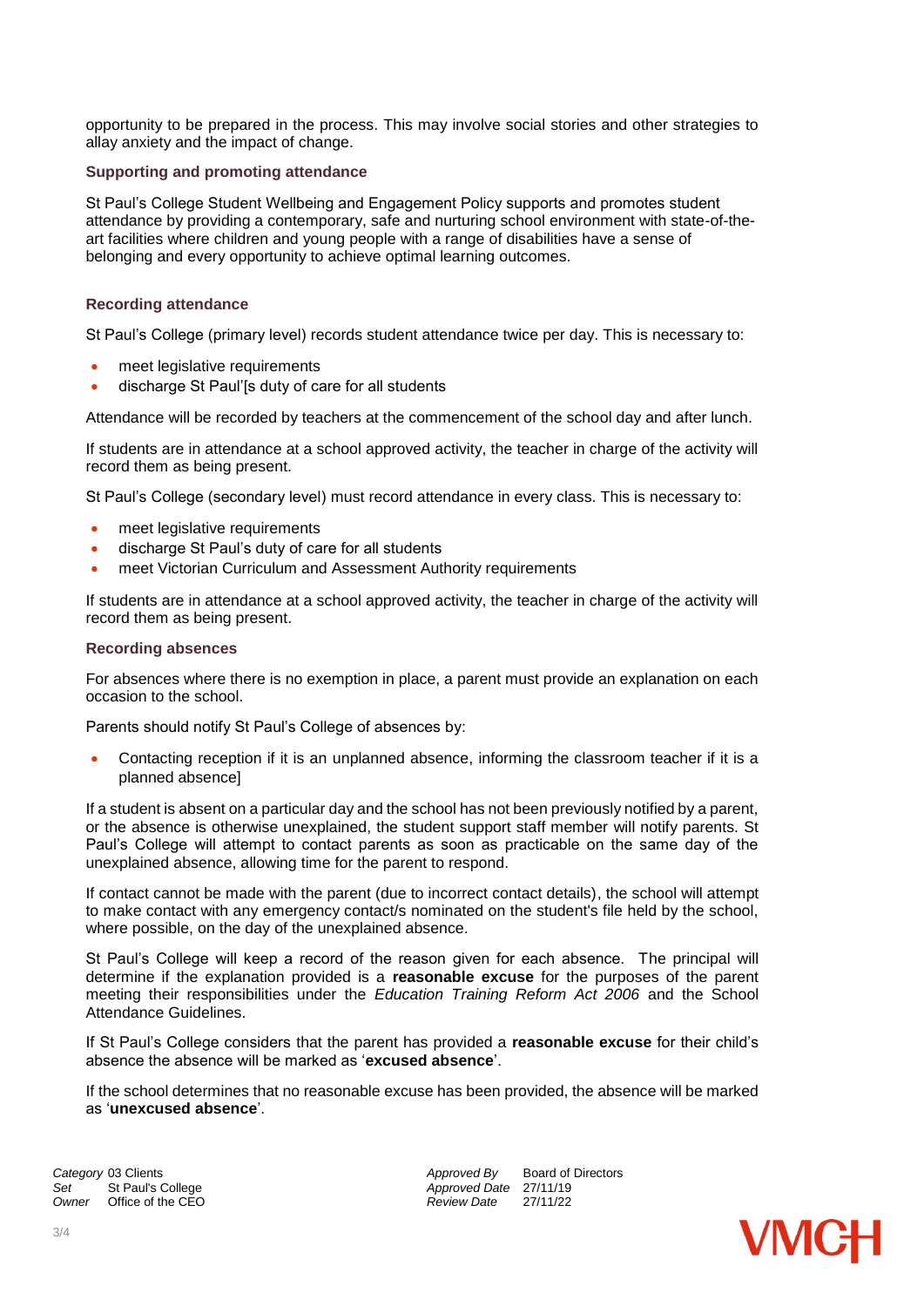opportunity to be prepared in the process. This may involve social stories and other strategies to allay anxiety and the impact of change.

### Supporting and promoting attendance

St Paul's College Student Wellbeing and Engagement Policy supports and promotes student attendance by providing a contemporary, safe and nurturing school environment with state-of-the-art facilities where children and young people with a range of disabilities have a sense of belonging and every opportunity to achieve optimal learning outcomes.

### Recording attendance

St Paul's College (primary level) records student attendance twice per day. This is necessary to:

- meet legislative requirements
- discharge St Paul'[s duty of care for all students

Attendance will be recorded by teachers at the commencement of the school day and after lunch.

If students are in attendance at a school approved activity, the teacher in charge of the activity will record them as being present.

St Paul's College (secondary level) must record attendance in every class. This is necessary to:

- meet legislative requirements
- discharge St Paul's duty of care for all students
- meet Victorian Curriculum and Assessment Authority requirements

If students are in attendance at a school approved activity, the teacher in charge of the activity will record them as being present.

### Recording absences

For absences where there is no exemption in place, a parent must provide an explanation on each occasion to the school.

Parents should notify St Paul's College of absences by:

- Contacting reception if it is an unplanned absence, informing the classroom teacher if it is a planned absence]

If a student is absent on a particular day and the school has not been previously notified by a parent, or the absence is otherwise unexplained, the student support staff member will notify parents. St Paul's College will attempt to contact parents as soon as practicable on the same day of the unexplained absence, allowing time for the parent to respond.

If contact cannot be made with the parent (due to incorrect contact details), the school will attempt to make contact with any emergency contact/s nominated on the student's file held by the school, where possible, on the day of the unexplained absence.

St Paul's College will keep a record of the reason given for each absence. The principal will determine if the explanation provided is a **reasonable excuse** for the purposes of the parent meeting their responsibilities under the *Education Training Reform Act 2006* and the School Attendance Guidelines.

If St Paul's College considers that the parent has provided a **reasonable excuse** for their child's absence the absence will be marked as '**excused absence**'.

If the school determines that no reasonable excuse has been provided, the absence will be marked as '**unexcused absence**'.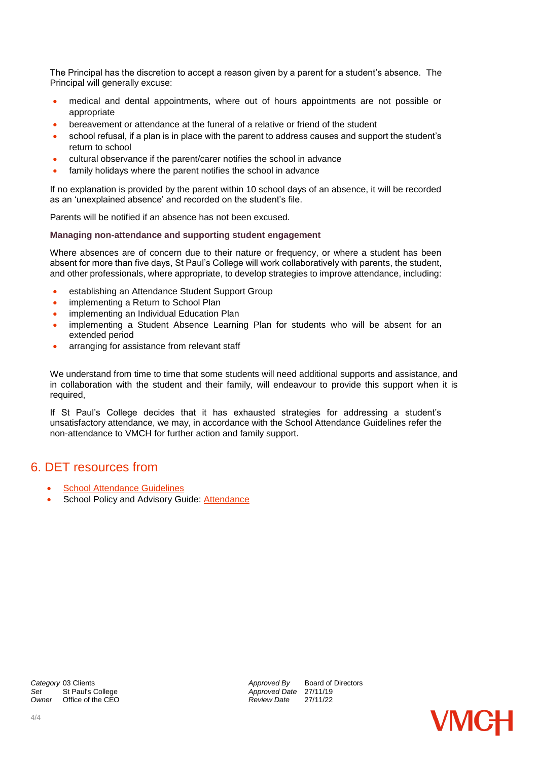The Principal has the discretion to accept a reason given by a parent for a student's absence. The Principal will generally excuse:

- medical and dental appointments, where out of hours appointments are not possible or appropriate
- bereavement or attendance at the funeral of a relative or friend of the student
- school refusal, if a plan is in place with the parent to address causes and support the student's return to school
- cultural observance if the parent/carer notifies the school in advance
- family holidays where the parent notifies the school in advance

If no explanation is provided by the parent within 10 school days of an absence, it will be recorded as an 'unexplained absence' and recorded on the student's file.

Parents will be notified if an absence has not been excused.

### Managing non-attendance and supporting student engagement

Where absences are of concern due to their nature or frequency, or where a student has been absent for more than five days, St Paul's College will work collaboratively with parents, the student, and other professionals, where appropriate, to develop strategies to improve attendance, including:

- establishing an Attendance Student Support Group
- implementing a Return to School Plan
- implementing an Individual Education Plan
- implementing a Student Absence Learning Plan for students who will be absent for an extended period
- arranging for assistance from relevant staff

We understand from time to time that some students will need additional supports and assistance, and in collaboration with the student and their family, will endeavour to provide this support when it is required,

If St Paul's College decides that it has exhausted strategies for addressing a student's unsatisfactory attendance, we may, in accordance with the School Attendance Guidelines refer the non-attendance to VMCH for further action and family support.

## 6. DET resources from

- School Attendance Guidelines
- School Policy and Advisory Guide: Attendance

*Category* 03 Clients
*Set* St Paul's College
*Owner* Office of the CEO

*Approved By* Board of Directors
*Approved Date* 27/11/19
*Review Date* 27/11/22